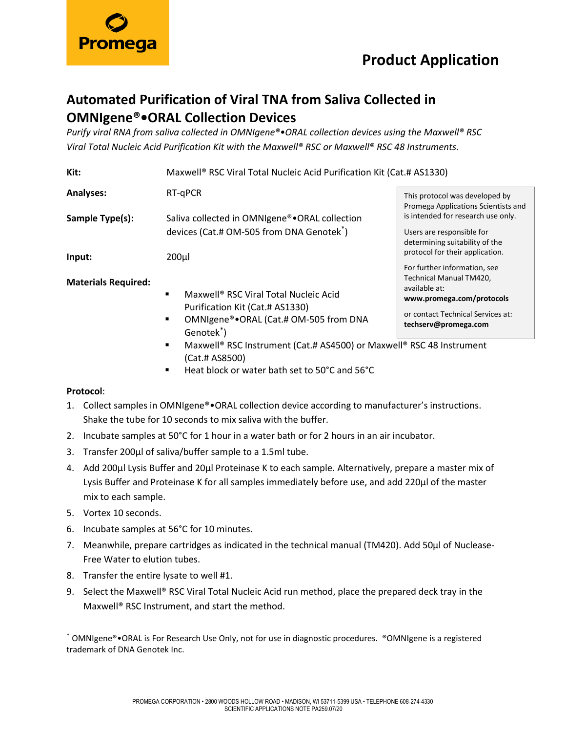Promega

# Product Application

## Automated Purification of Viral TNA from Saliva Collected in OMNIgene®•ORAL Collection Devices

*Purify viral RNA from saliva collected in OMNIgene®•ORAL collection devices using the Maxwell® RSC Viral Total Nucleic Acid Purification Kit with the Maxwell® RSC or Maxwell® RSC 48 Instruments.*

**Kit:** Maxwell® RSC Viral Total Nucleic Acid Purification Kit (Cat.# AS1330)

**Analyses:** RT-qPCR

**Sample Type(s):** Saliva collected in OMNIgene®•ORAL collection devices (Cat.# OM-505 from DNA Genotek*)

**Input:** 200µl

**Materials Required:**

- Maxwell® RSC Viral Total Nucleic Acid Purification Kit (Cat.# AS1330)
- OMNIgene®•ORAL (Cat.# OM-505 from DNA Genotek*)
- Maxwell® RSC Instrument (Cat.# AS4500) or Maxwell® RSC 48 Instrument (Cat.# AS8500)
- Heat block or water bath set to 50°C and 56°C

> This protocol was developed by Promega Applications Scientists and is intended for research use only.
>
> Users are responsible for determining suitability of the protocol for their application.
>
> For further information, see Technical Manual TM420, available at: **www.promega.com/protocols**
>
> or contact Technical Services at: **techserv@promega.com**

**Protocol**:

1. Collect samples in OMNIgene®•ORAL collection device according to manufacturer's instructions. Shake the tube for 10 seconds to mix saliva with the buffer.
2. Incubate samples at 50°C for 1 hour in a water bath or for 2 hours in an air incubator.
3. Transfer 200µl of saliva/buffer sample to a 1.5ml tube.
4. Add 200µl Lysis Buffer and 20µl Proteinase K to each sample. Alternatively, prepare a master mix of Lysis Buffer and Proteinase K for all samples immediately before use, and add 220µl of the master mix to each sample.
5. Vortex 10 seconds.
6. Incubate samples at 56°C for 10 minutes.
7. Meanwhile, prepare cartridges as indicated in the technical manual (TM420). Add 50µl of Nuclease-Free Water to elution tubes.
8. Transfer the entire lysate to well #1.
9. Select the Maxwell® RSC Viral Total Nucleic Acid run method, place the prepared deck tray in the Maxwell® RSC Instrument, and start the method.

* OMNIgene®•ORAL is For Research Use Only, not for use in diagnostic procedures. ®OMNIgene is a registered trademark of DNA Genotek Inc.

PROMEGA CORPORATION • 2800 WOODS HOLLOW ROAD • MADISON, WI 53711-5399 USA • TELEPHONE 608-274-4330
SCIENTIFIC APPLICATIONS NOTE PA259.07/20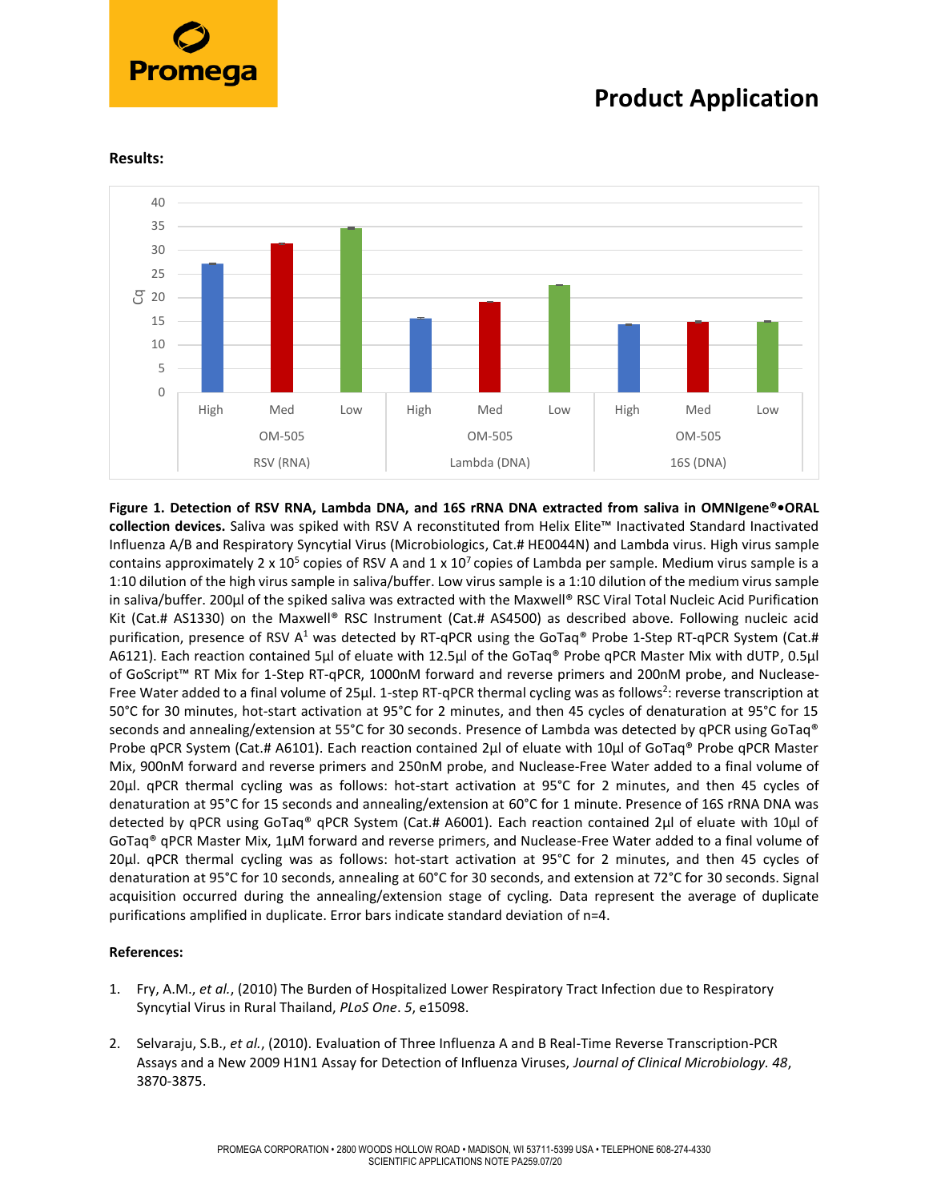## Results:

40
35
30
25
20
15
10
5
0

Cq

High Med Low
OM-505
RSV (RNA)

High Med Low
OM-505
Lambda (DNA)

High Med Low
OM-505
16S (DNA)

**Figure 1. Detection of RSV RNA, Lambda DNA, and 16S rRNA DNA extracted from saliva in OMNIgene®•ORAL collection devices.** Saliva was spiked with RSV A reconstituted from Helix Elite™ Inactivated Standard Inactivated Influenza A/B and Respiratory Syncytial Virus (Microbiologics, Cat.# HE0044N) and Lambda virus. High virus sample contains approximately 2 x $10^5$ copies of RSV A and 1 x $10^7$ copies of Lambda per sample. Medium virus sample is a 1:10 dilution of the high virus sample in saliva/buffer. Low virus sample is a 1:10 dilution of the medium virus sample in saliva/buffer. 200µl of the spiked saliva was extracted with the Maxwell® RSC Viral Total Nucleic Acid Purification Kit (Cat.# AS1330) on the Maxwell® RSC Instrument (Cat.# AS4500) as described above. Following nucleic acid purification, presence of RSV A[1] was detected by RT-qPCR using the GoTaq® Probe 1-Step RT-qPCR System (Cat.# A6121). Each reaction contained 5µl of eluate with 12.5µl of the GoTaq® Probe qPCR Master Mix with dUTP, 0.5µl of GoScript™ RT Mix for 1-Step RT-qPCR, 1000nM forward and reverse primers and 200nM probe, and Nuclease-Free Water added to a final volume of 25µl. 1-step RT-qPCR thermal cycling was as follows[2]: reverse transcription at 50°C for 30 minutes, hot-start activation at 95°C for 2 minutes, and then 45 cycles of denaturation at 95°C for 15 seconds and annealing/extension at 55°C for 30 seconds. Presence of Lambda was detected by qPCR using GoTaq® Probe qPCR System (Cat.# A6101). Each reaction contained 2µl of eluate with 10µl of GoTaq® Probe qPCR Master Mix, 900nM forward and reverse primers and 250nM probe, and Nuclease-Free Water added to a final volume of 20µl. qPCR thermal cycling was as follows: hot-start activation at 95°C for 2 minutes, and then 45 cycles of denaturation at 95°C for 15 seconds and annealing/extension at 60°C for 1 minute. Presence of 16S rRNA DNA was detected by qPCR using GoTaq® qPCR System (Cat.# A6001). Each reaction contained 2µl of eluate with 10µl of GoTaq® qPCR Master Mix, 1µM forward and reverse primers, and Nuclease-Free Water added to a final volume of 20µl. qPCR thermal cycling was as follows: hot-start activation at 95°C for 2 minutes, and then 45 cycles of denaturation at 95°C for 10 seconds, annealing at 60°C for 30 seconds, and extension at 72°C for 30 seconds. Signal acquisition occurred during the annealing/extension stage of cycling. Data represent the average of duplicate purifications amplified in duplicate. Error bars indicate standard deviation of n=4.

## References:

1. Fry, A.M., *et al.*, (2010) The Burden of Hospitalized Lower Respiratory Tract Infection due to Respiratory Syncytial Virus in Rural Thailand, *PLoS One*. *5*, e15098.

2. Selvaraju, S.B., *et al.*, (2010). Evaluation of Three Influenza A and B Real-Time Reverse Transcription-PCR Assays and a New 2009 H1N1 Assay for Detection of Influenza Viruses, *Journal of Clinical Microbiology. 48*, 3870-3875.